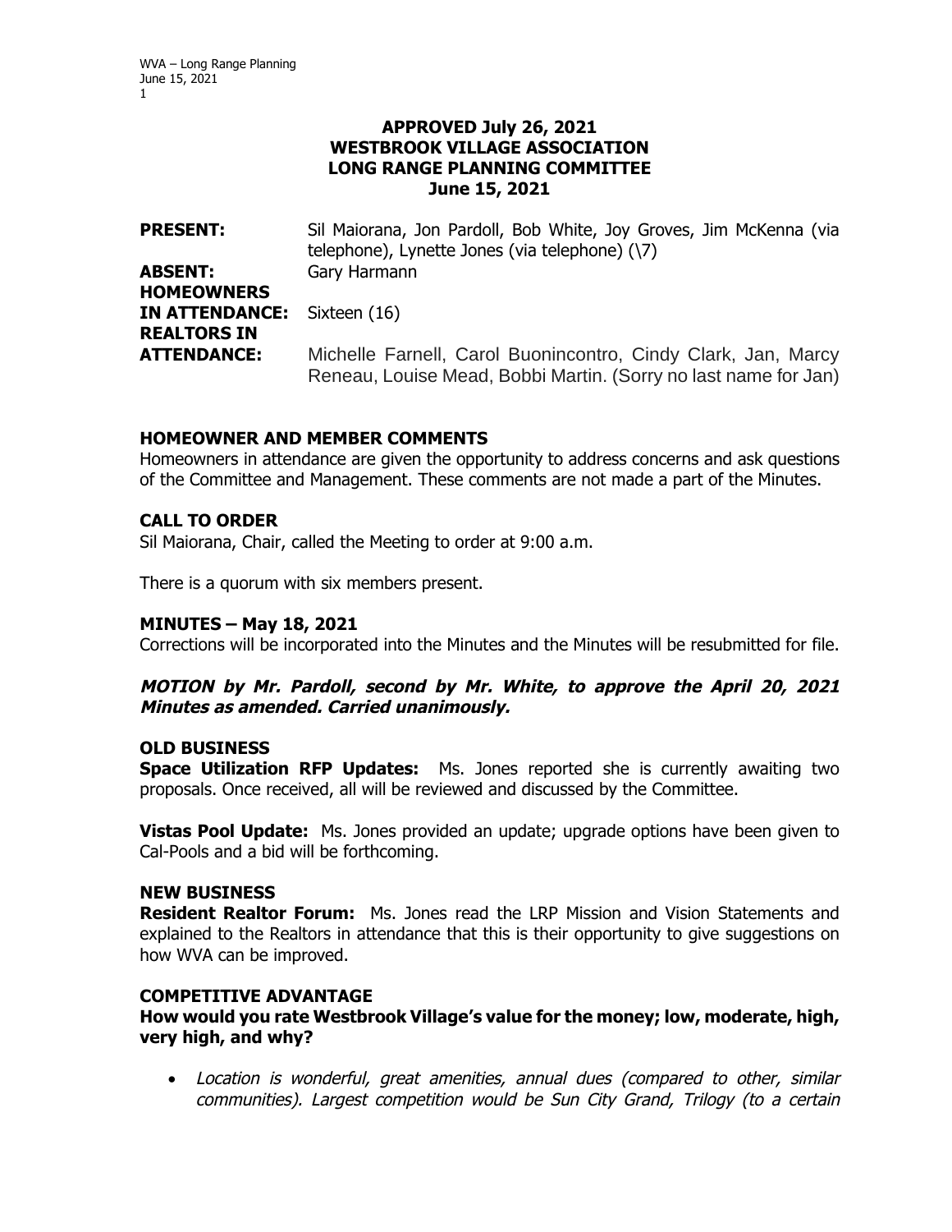**APPROVED July 26, 2021**
**WESTBROOK VILLAGE ASSOCIATION**
**LONG RANGE PLANNING COMMITTEE**
**June 15, 2021**

| | |
|---|---|
| **PRESENT:** | Sil Maiorana, Jon Pardoll, Bob White, Joy Groves, Jim McKenna (via telephone), Lynette Jones (via telephone) (\7) |
| **ABSENT:** | Gary Harmann |
| **HOMEOWNERS IN ATTENDANCE:** | Sixteen (16) |
| **REALTORS IN ATTENDANCE:** | Michelle Farnell, Carol Buonincontro, Cindy Clark, Jan, Marcy Reneau, Louise Mead, Bobbi Martin. (Sorry no last name for Jan) |

### HOMEOWNER AND MEMBER COMMENTS

Homeowners in attendance are given the opportunity to address concerns and ask questions of the Committee and Management. These comments are not made a part of the Minutes.

### CALL TO ORDER

Sil Maiorana, Chair, called the Meeting to order at 9:00 a.m.

There is a quorum with six members present.

### MINUTES – May 18, 2021

Corrections will be incorporated into the Minutes and the Minutes will be resubmitted for file.

***MOTION by Mr. Pardoll, second by Mr. White, to approve the April 20, 2021 Minutes as amended. Carried unanimously.***

### OLD BUSINESS

**Space Utilization RFP Updates:** Ms. Jones reported she is currently awaiting two proposals. Once received, all will be reviewed and discussed by the Committee.

**Vistas Pool Update:** Ms. Jones provided an update; upgrade options have been given to Cal-Pools and a bid will be forthcoming.

### NEW BUSINESS

**Resident Realtor Forum:** Ms. Jones read the LRP Mission and Vision Statements and explained to the Realtors in attendance that this is their opportunity to give suggestions on how WVA can be improved.

### COMPETITIVE ADVANTAGE

**How would you rate Westbrook Village's value for the money; low, moderate, high, very high, and why?**

- *Location is wonderful, great amenities, annual dues (compared to other, similar communities). Largest competition would be Sun City Grand, Trilogy (to a certain*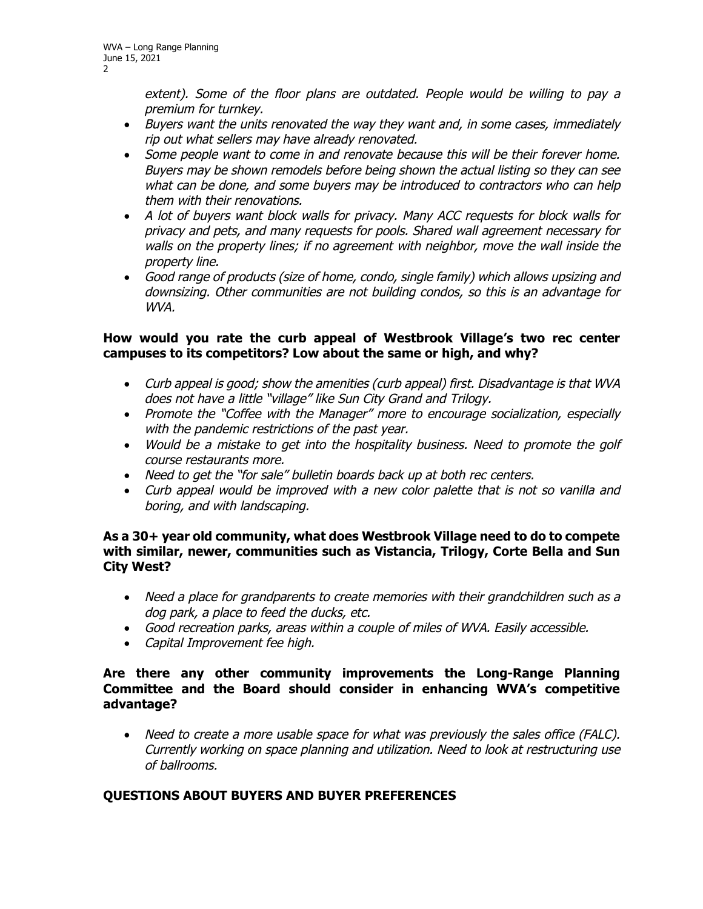*extent). Some of the floor plans are outdated. People would be willing to pay a premium for turnkey.*

- *Buyers want the units renovated the way they want and, in some cases, immediately rip out what sellers may have already renovated.*
- *Some people want to come in and renovate because this will be their forever home. Buyers may be shown remodels before being shown the actual listing so they can see what can be done, and some buyers may be introduced to contractors who can help them with their renovations.*
- *A lot of buyers want block walls for privacy. Many ACC requests for block walls for privacy and pets, and many requests for pools. Shared wall agreement necessary for walls on the property lines; if no agreement with neighbor, move the wall inside the property line.*
- *Good range of products (size of home, condo, single family) which allows upsizing and downsizing. Other communities are not building condos, so this is an advantage for WVA.*

**How would you rate the curb appeal of Westbrook Village's two rec center campuses to its competitors? Low about the same or high, and why?**

- *Curb appeal is good; show the amenities (curb appeal) first. Disadvantage is that WVA does not have a little "village" like Sun City Grand and Trilogy.*
- *Promote the "Coffee with the Manager" more to encourage socialization, especially with the pandemic restrictions of the past year.*
- *Would be a mistake to get into the hospitality business. Need to promote the golf course restaurants more.*
- *Need to get the "for sale" bulletin boards back up at both rec centers.*
- *Curb appeal would be improved with a new color palette that is not so vanilla and boring, and with landscaping.*

**As a 30+ year old community, what does Westbrook Village need to do to compete with similar, newer, communities such as Vistancia, Trilogy, Corte Bella and Sun City West?**

- *Need a place for grandparents to create memories with their grandchildren such as a dog park, a place to feed the ducks, etc.*
- *Good recreation parks, areas within a couple of miles of WVA. Easily accessible.*
- *Capital Improvement fee high.*

**Are there any other community improvements the Long-Range Planning Committee and the Board should consider in enhancing WVA's competitive advantage?**

- *Need to create a more usable space for what was previously the sales office (FALC). Currently working on space planning and utilization. Need to look at restructuring use of ballrooms.*

**QUESTIONS ABOUT BUYERS AND BUYER PREFERENCES**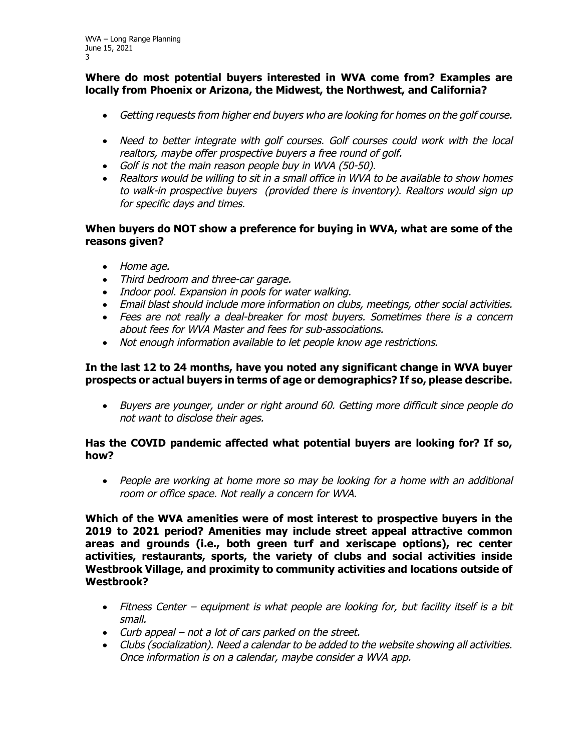**Where do most potential buyers interested in WVA come from? Examples are locally from Phoenix or Arizona, the Midwest, the Northwest, and California?**

- *Getting requests from higher end buyers who are looking for homes on the golf course.*
- *Need to better integrate with golf courses. Golf courses could work with the local realtors, maybe offer prospective buyers a free round of golf.*
- *Golf is not the main reason people buy in WVA (50-50).*
- *Realtors would be willing to sit in a small office in WVA to be available to show homes to walk-in prospective buyers (provided there is inventory). Realtors would sign up for specific days and times.*

**When buyers do NOT show a preference for buying in WVA, what are some of the reasons given?**

- *Home age.*
- *Third bedroom and three-car garage.*
- *Indoor pool. Expansion in pools for water walking.*
- *Email blast should include more information on clubs, meetings, other social activities.*
- *Fees are not really a deal-breaker for most buyers. Sometimes there is a concern about fees for WVA Master and fees for sub-associations.*
- *Not enough information available to let people know age restrictions.*

**In the last 12 to 24 months, have you noted any significant change in WVA buyer prospects or actual buyers in terms of age or demographics? If so, please describe.**

- *Buyers are younger, under or right around 60. Getting more difficult since people do not want to disclose their ages.*

**Has the COVID pandemic affected what potential buyers are looking for? If so, how?**

- *People are working at home more so may be looking for a home with an additional room or office space. Not really a concern for WVA.*

**Which of the WVA amenities were of most interest to prospective buyers in the 2019 to 2021 period? Amenities may include street appeal attractive common areas and grounds (i.e., both green turf and xeriscape options), rec center activities, restaurants, sports, the variety of clubs and social activities inside Westbrook Village, and proximity to community activities and locations outside of Westbrook?**

- *Fitness Center – equipment is what people are looking for, but facility itself is a bit small.*
- *Curb appeal – not a lot of cars parked on the street.*
- *Clubs (socialization). Need a calendar to be added to the website showing all activities. Once information is on a calendar, maybe consider a WVA app.*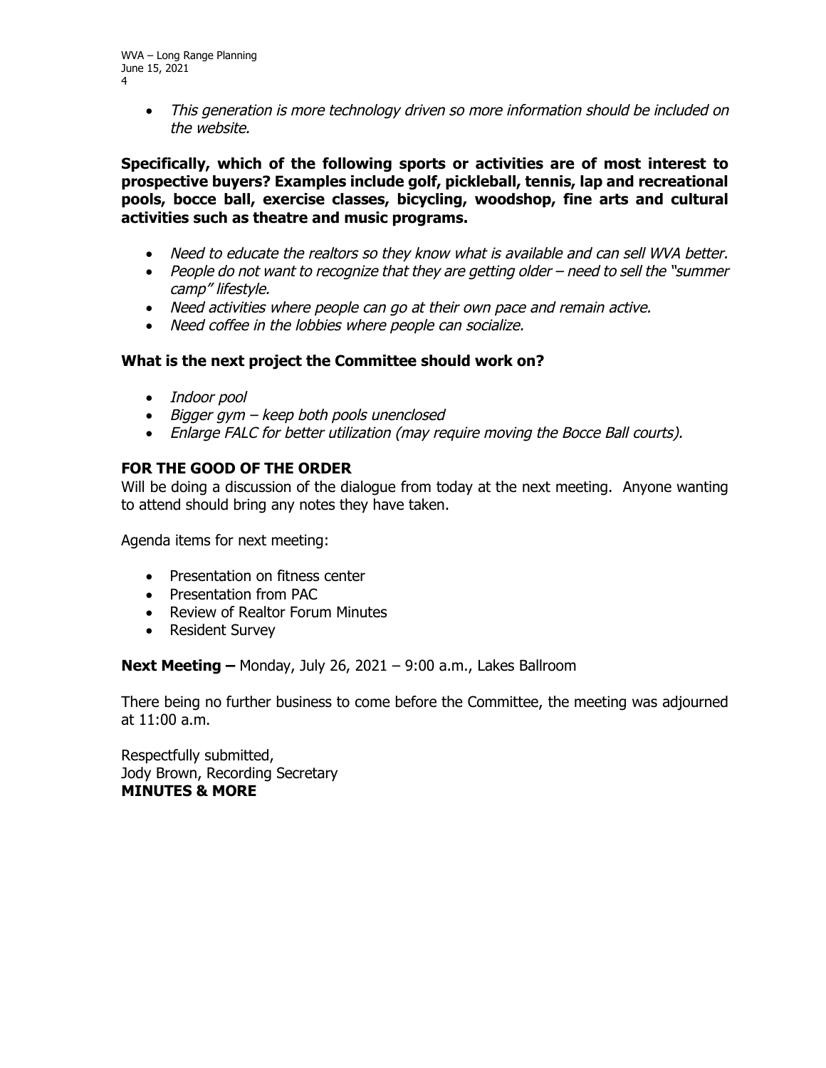- *This generation is more technology driven so more information should be included on the website.*

**Specifically, which of the following sports or activities are of most interest to prospective buyers? Examples include golf, pickleball, tennis, lap and recreational pools, bocce ball, exercise classes, bicycling, woodshop, fine arts and cultural activities such as theatre and music programs.**

- *Need to educate the realtors so they know what is available and can sell WVA better.*
- *People do not want to recognize that they are getting older – need to sell the "summer camp" lifestyle.*
- *Need activities where people can go at their own pace and remain active.*
- *Need coffee in the lobbies where people can socialize.*

**What is the next project the Committee should work on?**

- *Indoor pool*
- *Bigger gym – keep both pools unenclosed*
- *Enlarge FALC for better utilization (may require moving the Bocce Ball courts).*

**FOR THE GOOD OF THE ORDER**

Will be doing a discussion of the dialogue from today at the next meeting. Anyone wanting to attend should bring any notes they have taken.

Agenda items for next meeting:

- Presentation on fitness center
- Presentation from PAC
- Review of Realtor Forum Minutes
- Resident Survey

**Next Meeting –** Monday, July 26, 2021 – 9:00 a.m., Lakes Ballroom

There being no further business to come before the Committee, the meeting was adjourned at 11:00 a.m.

Respectfully submitted,
Jody Brown, Recording Secretary
**MINUTES & MORE**